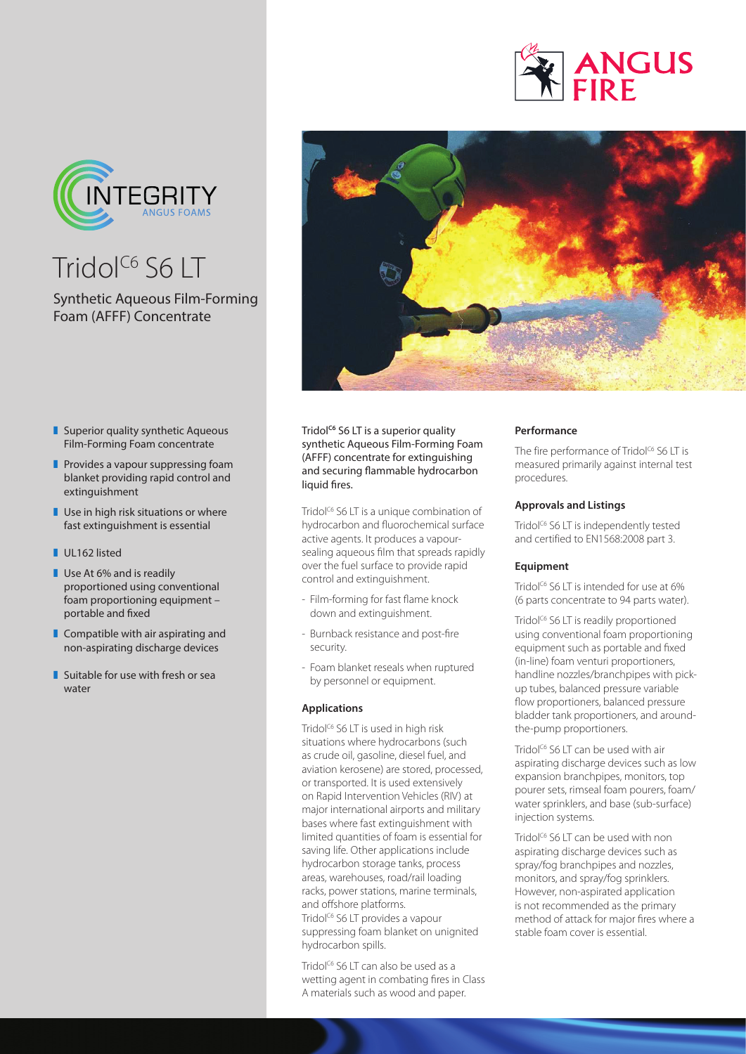ANGUS FIRE

INTEGRITY
ANGUS FOAMS

# Tridol$^{C6}$ S6 LT

## Synthetic Aqueous Film-Forming Foam (AFFF) Concentrate

- Superior quality synthetic Aqueous Film-Forming Foam concentrate
- Provides a vapour suppressing foam blanket providing rapid control and extinguishment
- Use in high risk situations or where fast extinguishment is essential
- UL162 listed
- Use At 6% and is readily proportioned using conventional foam proportioning equipment – portable and fixed
- Compatible with air aspirating and non-aspirating discharge devices
- Suitable for use with fresh or sea water

**Tridol$^{C6}$ S6 LT is a superior quality synthetic Aqueous Film-Forming Foam (AFFF) concentrate for extinguishing and securing flammable hydrocarbon liquid fires.**

Tridol$^{C6}$ S6 LT is a unique combination of hydrocarbon and fluorochemical surface active agents. It produces a vapour-sealing aqueous film that spreads rapidly over the fuel surface to provide rapid control and extinguishment.

- Film-forming for fast flame knock down and extinguishment.
- Burnback resistance and post-fire security.
- Foam blanket reseals when ruptured by personnel or equipment.

### Applications

Tridol$^{C6}$ S6 LT is used in high risk situations where hydrocarbons (such as crude oil, gasoline, diesel fuel, and aviation kerosene) are stored, processed, or transported. It is used extensively on Rapid Intervention Vehicles (RIV) at major international airports and military bases where fast extinguishment with limited quantities of foam is essential for saving life. Other applications include hydrocarbon storage tanks, process areas, warehouses, road/rail loading racks, power stations, marine terminals, and offshore platforms.
Tridol$^{C6}$ S6 LT provides a vapour suppressing foam blanket on unignited hydrocarbon spills.

Tridol$^{C6}$ S6 LT can also be used as a wetting agent in combating fires in Class A materials such as wood and paper.

### Performance

The fire performance of Tridol$^{C6}$ S6 LT is measured primarily against internal test procedures.

### Approvals and Listings

Tridol$^{C6}$ S6 LT is independently tested and certified to EN1568:2008 part 3.

### Equipment

Tridol$^{C6}$ S6 LT is intended for use at 6% (6 parts concentrate to 94 parts water).

Tridol$^{C6}$ S6 LT is readily proportioned using conventional foam proportioning equipment such as portable and fixed (in-line) foam venturi proportioners, handline nozzles/branchpipes with pick-up tubes, balanced pressure variable flow proportioners, balanced pressure bladder tank proportioners, and around-the-pump proportioners.

Tridol$^{C6}$ S6 LT can be used with air aspirating discharge devices such as low expansion branchpipes, monitors, top pourer sets, rimseal foam pourers, foam/water sprinklers, and base (sub-surface) injection systems.

Tridol$^{C6}$ S6 LT can be used with non aspirating discharge devices such as spray/fog branchpipes and nozzles, monitors, and spray/fog sprinklers. However, non-aspirated application is not recommended as the primary method of attack for major fires where a stable foam cover is essential.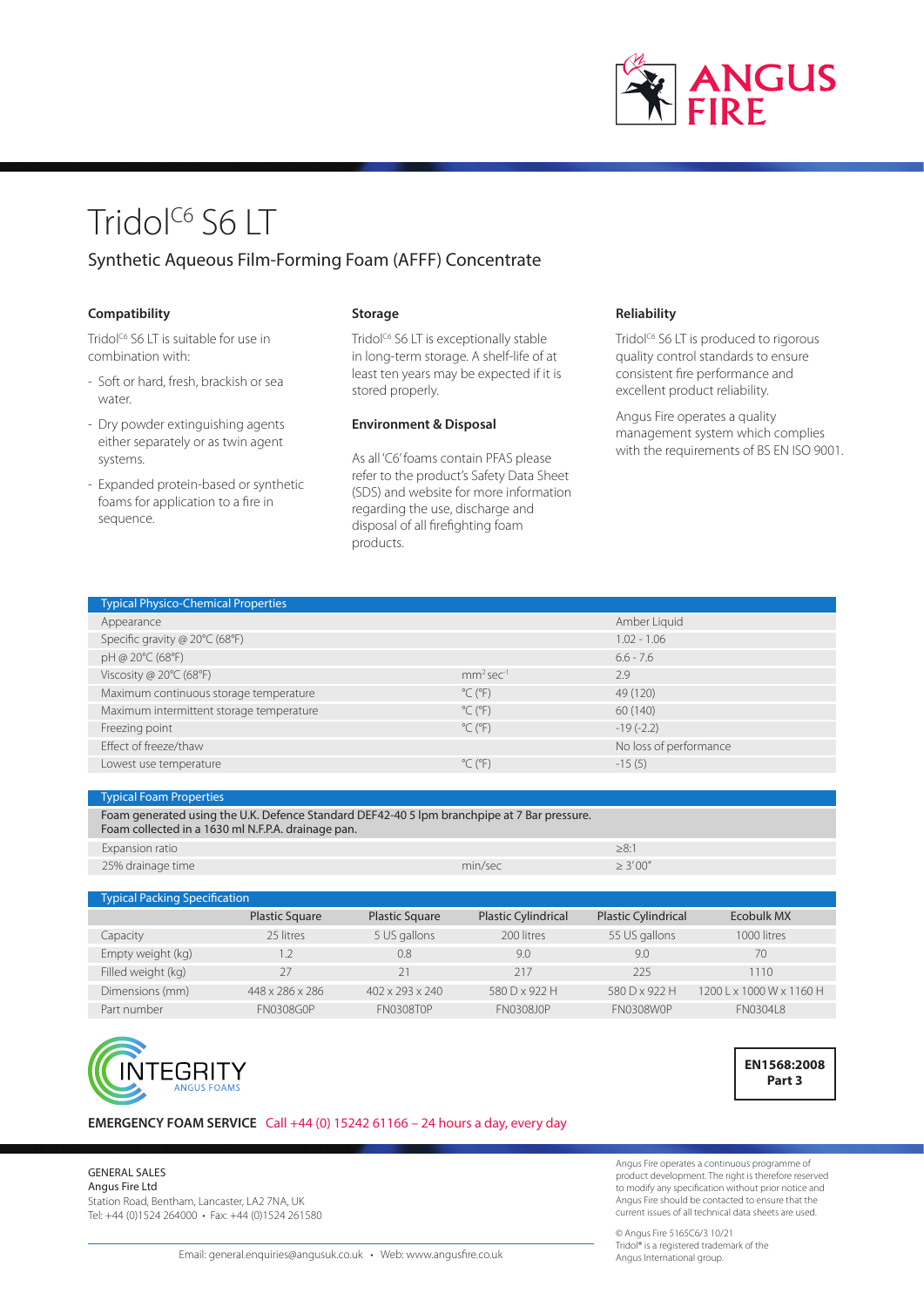# Tridol[C6] S6 LT

## Synthetic Aqueous Film-Forming Foam (AFFF) Concentrate

### Compatibility

Tridol[C6] S6 LT is suitable for use in combination with:

- Soft or hard, fresh, brackish or sea water.
- Dry powder extinguishing agents either separately or as twin agent systems.
- Expanded protein-based or synthetic foams for application to a fire in sequence.

### Storage

Tridol[C6] S6 LT is exceptionally stable in long-term storage. A shelf-life of at least ten years may be expected if it is stored properly.

### Environment & Disposal

As all 'C6' foams contain PFAS please refer to the product's Safety Data Sheet (SDS) and website for more information regarding the use, discharge and disposal of all firefighting foam products.

### Reliability

Tridol[C6] S6 LT is produced to rigorous quality control standards to ensure consistent fire performance and excellent product reliability.

Angus Fire operates a quality management system which complies with the requirements of BS EN ISO 9001.

| Typical Physico-Chemical Properties | | |
|---|---|---|
| Appearance | | Amber Liquid |
| Specific gravity @ 20°C (68°F) | | 1.02 - 1.06 |
| pH @ 20°C (68°F) | | 6.6 - 7.6 |
| Viscosity @ 20°C (68°F) | $mm^2 sec^{-1}$ | 2.9 |
| Maximum continuous storage temperature | °C (°F) | 49 (120) |
| Maximum intermittent storage temperature | °C (°F) | 60 (140) |
| Freezing point | °C (°F) | -19 (-2.2) |
| Effect of freeze/thaw | | No loss of performance |
| Lowest use temperature | °C (°F) | -15 (5) |

| Typical Foam Properties | | |
|---|---|---|
| Foam generated using the U.K. Defence Standard DEF42-40 5 lpm branchpipe at 7 Bar pressure. Foam collected in a 1630 ml N.F.P.A. drainage pan. | | |
| Expansion ratio | | ≥8:1 |
| 25% drainage time | min/sec | ≥ 3'00" |

| Typical Packing Specification | Plastic Square | Plastic Square | Plastic Cylindrical | Plastic Cylindrical | Ecobulk MX |
|---|---|---|---|---|---|
| Capacity | 25 litres | 5 US gallons | 200 litres | 55 US gallons | 1000 litres |
| Empty weight (kg) | 1.2 | 0.8 | 9.0 | 9.0 | 70 |
| Filled weight (kg) | 27 | 21 | 217 | 225 | 1110 |
| Dimensions (mm) | 448 x 286 x 286 | 402 x 293 x 240 | 580 D x 922 H | 580 D x 922 H | 1200 L x 1000 W x 1160 H |
| Part number | FN0308G0P | FN0308T0P | FN0308J0P | FN0308W0P | FN0304L8 |

INTEGRITY ANGUS FOAMS

**EN1568:2008 Part 3**

**EMERGENCY FOAM SERVICE** Call +44 (0) 15242 61166 – 24 hours a day, every day

GENERAL SALES
Angus Fire Ltd
Station Road, Bentham, Lancaster, LA2 7NA, UK
Tel: +44 (0)1524 264000 • Fax: +44 (0)1524 261580

Email: general.enquiries@angusuk.co.uk • Web: www.angusfire.co.uk

Angus Fire operates a continuous programme of product development. The right is therefore reserved to modify any specification without prior notice and Angus Fire should be contacted to ensure that the current issues of all technical data sheets are used.

© Angus Fire 5165C6/3 10/21
Tridol® is a registered trademark of the Angus International group.